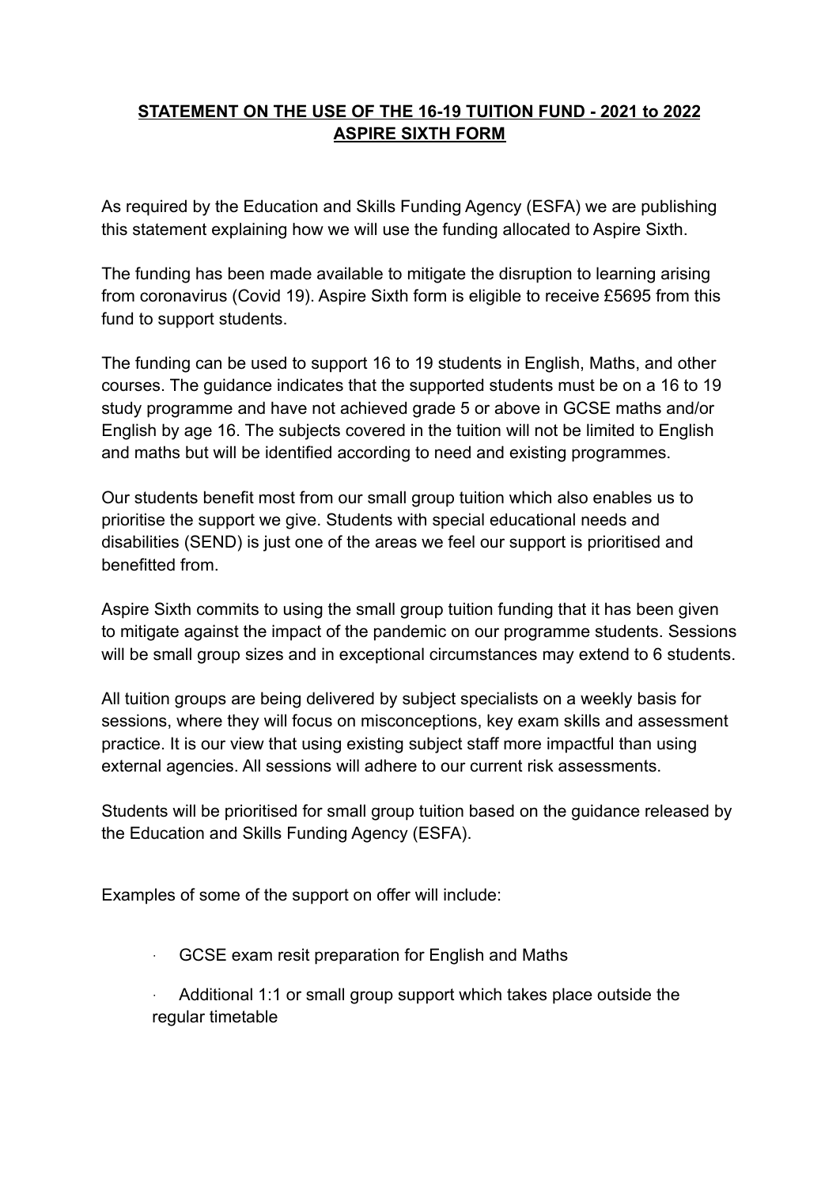**STATEMENT ON THE USE OF THE 16-19 TUITION FUND - 2021 to 2022**
**ASPIRE SIXTH FORM**

As required by the Education and Skills Funding Agency (ESFA) we are publishing this statement explaining how we will use the funding allocated to Aspire Sixth.

The funding has been made available to mitigate the disruption to learning arising from coronavirus (Covid 19). Aspire Sixth form is eligible to receive £5695 from this fund to support students.

The funding can be used to support 16 to 19 students in English, Maths, and other courses. The guidance indicates that the supported students must be on a 16 to 19 study programme and have not achieved grade 5 or above in GCSE maths and/or English by age 16. The subjects covered in the tuition will not be limited to English and maths but will be identified according to need and existing programmes.

Our students benefit most from our small group tuition which also enables us to prioritise the support we give. Students with special educational needs and disabilities (SEND) is just one of the areas we feel our support is prioritised and benefitted from.

Aspire Sixth commits to using the small group tuition funding that it has been given to mitigate against the impact of the pandemic on our programme students. Sessions will be small group sizes and in exceptional circumstances may extend to 6 students.

All tuition groups are being delivered by subject specialists on a weekly basis for sessions, where they will focus on misconceptions, key exam skills and assessment practice. It is our view that using existing subject staff more impactful than using external agencies. All sessions will adhere to our current risk assessments.

Students will be prioritised for small group tuition based on the guidance released by the Education and Skills Funding Agency (ESFA).

Examples of some of the support on offer will include:

- GCSE exam resit preparation for English and Maths
- Additional 1:1 or small group support which takes place outside the regular timetable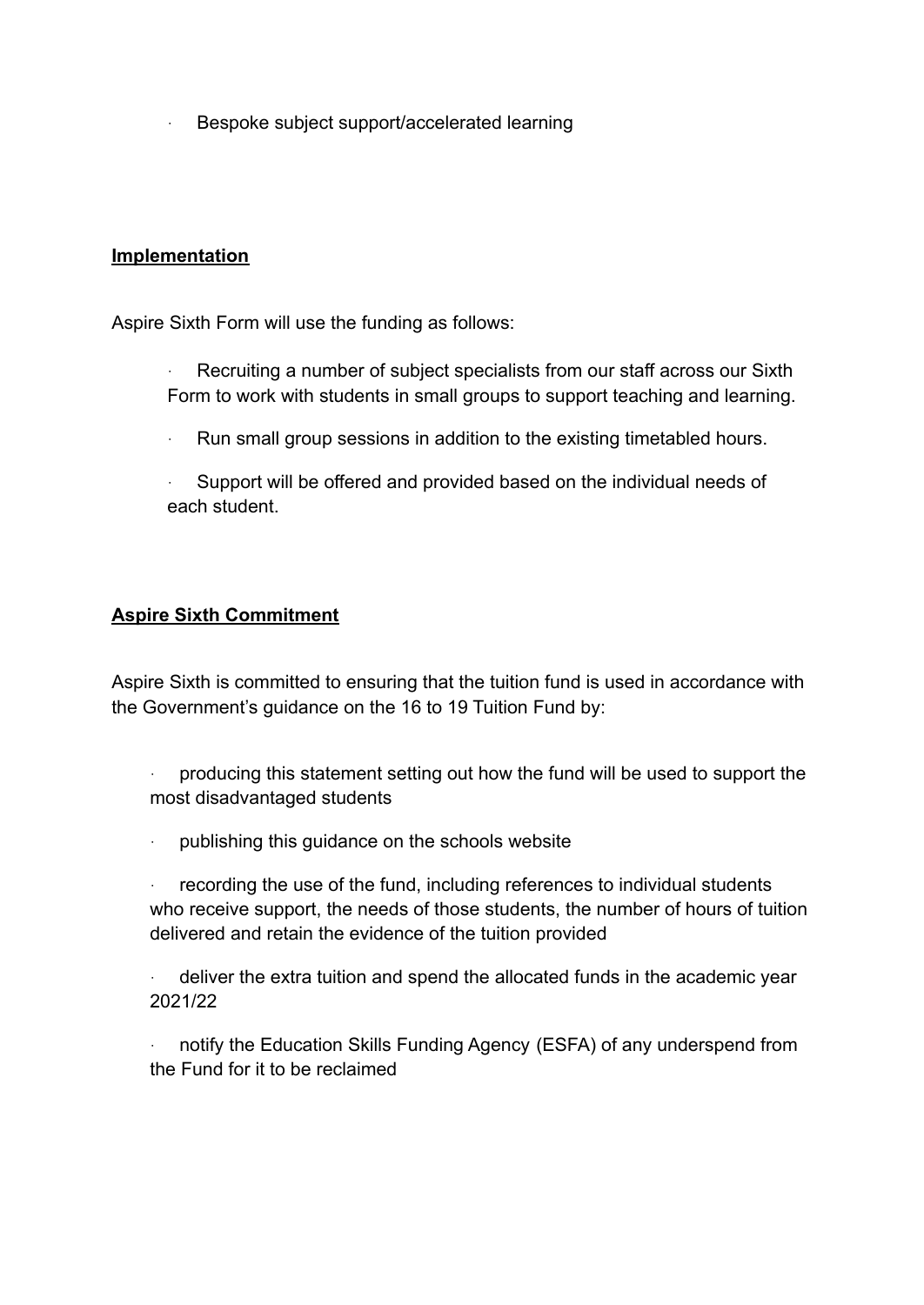- Bespoke subject support/accelerated learning

**Implementation**

Aspire Sixth Form will use the funding as follows:

- Recruiting a number of subject specialists from our staff across our Sixth Form to work with students in small groups to support teaching and learning.
- Run small group sessions in addition to the existing timetabled hours.
- Support will be offered and provided based on the individual needs of each student.

**Aspire Sixth Commitment**

Aspire Sixth is committed to ensuring that the tuition fund is used in accordance with the Government's guidance on the 16 to 19 Tuition Fund by:

- producing this statement setting out how the fund will be used to support the most disadvantaged students
- publishing this guidance on the schools website
- recording the use of the fund, including references to individual students who receive support, the needs of those students, the number of hours of tuition delivered and retain the evidence of the tuition provided
- deliver the extra tuition and spend the allocated funds in the academic year 2021/22
- notify the Education Skills Funding Agency (ESFA) of any underspend from the Fund for it to be reclaimed